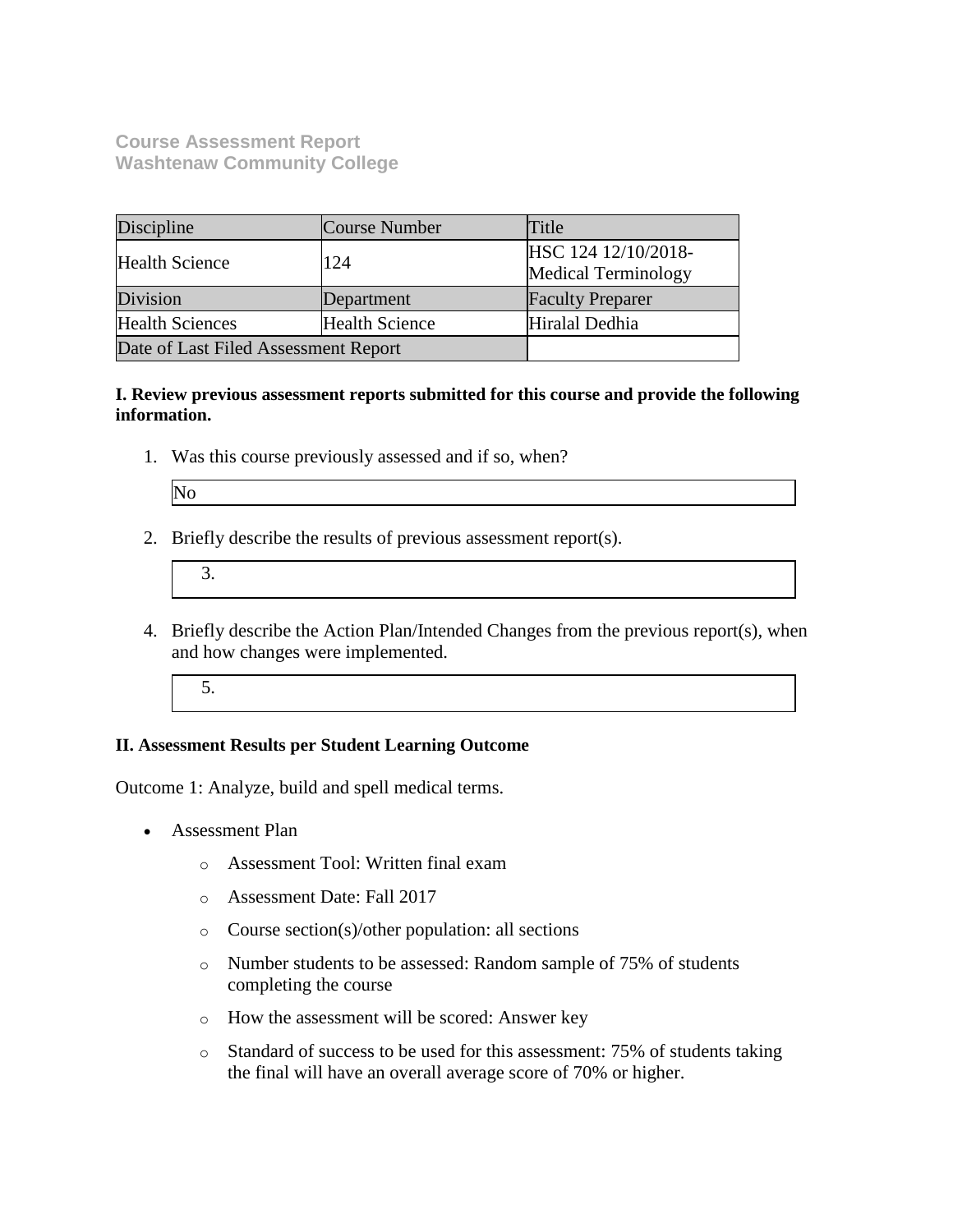**Course Assessment Report**
**Washtenaw Community College**

| Discipline | Course Number | Title |
|---|---|---|
| Health Science | 124 | HSC 124 12/10/2018-Medical Terminology |
| Division | Department | Faculty Preparer |
| Health Sciences | Health Science | Hiralal Dedhia |
| Date of Last Filed Assessment Report | | |

**I. Review previous assessment reports submitted for this course and provide the following information.**

1. Was this course previously assessed and if so, when?

   No

2. Briefly describe the results of previous assessment report(s).

   3.

4. Briefly describe the Action Plan/Intended Changes from the previous report(s), when and how changes were implemented.

   5.

**II. Assessment Results per Student Learning Outcome**

Outcome 1: Analyze, build and spell medical terms.

- Assessment Plan
  - Assessment Tool: Written final exam
  - Assessment Date: Fall 2017
  - Course section(s)/other population: all sections
  - Number students to be assessed: Random sample of 75% of students completing the course
  - How the assessment will be scored: Answer key
  - Standard of success to be used for this assessment: 75% of students taking the final will have an overall average score of 70% or higher.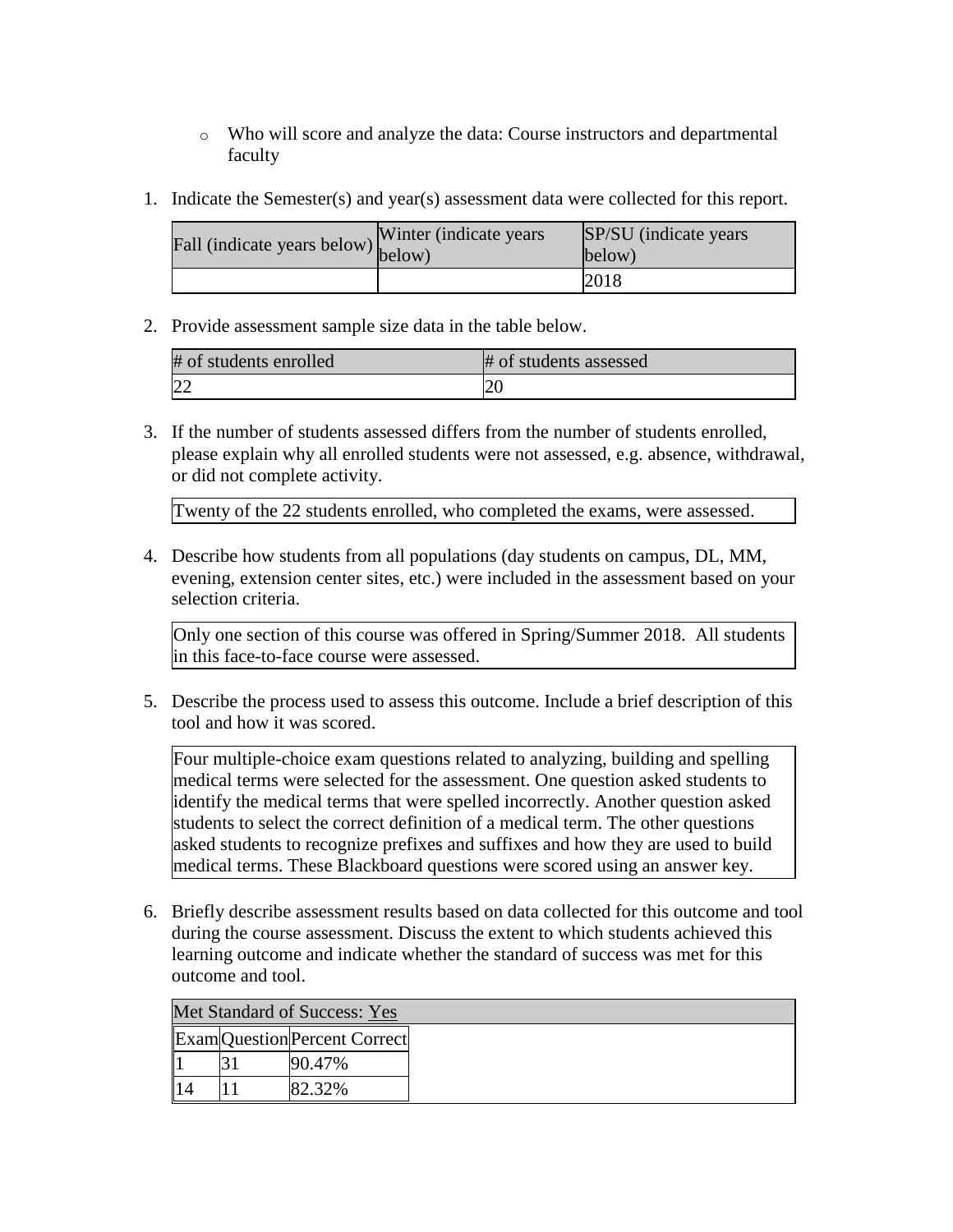- Who will score and analyze the data: Course instructors and departmental faculty

1. Indicate the Semester(s) and year(s) assessment data were collected for this report.

| Fall (indicate years below) | Winter (indicate years below) | SP/SU (indicate years below) |
|---|---|---|
| | | 2018 |

2. Provide assessment sample size data in the table below.

| # of students enrolled | # of students assessed |
|---|---|
| 22 | 20 |

3. If the number of students assessed differs from the number of students enrolled, please explain why all enrolled students were not assessed, e.g. absence, withdrawal, or did not complete activity.

Twenty of the 22 students enrolled, who completed the exams, were assessed.

4. Describe how students from all populations (day students on campus, DL, MM, evening, extension center sites, etc.) were included in the assessment based on your selection criteria.

Only one section of this course was offered in Spring/Summer 2018. All students in this face-to-face course were assessed.

5. Describe the process used to assess this outcome. Include a brief description of this tool and how it was scored.

Four multiple-choice exam questions related to analyzing, building and spelling medical terms were selected for the assessment. One question asked students to identify the medical terms that were spelled incorrectly. Another question asked students to select the correct definition of a medical term. The other questions asked students to recognize prefixes and suffixes and how they are used to build medical terms. These Blackboard questions were scored using an answer key.

6. Briefly describe assessment results based on data collected for this outcome and tool during the course assessment. Discuss the extent to which students achieved this learning outcome and indicate whether the standard of success was met for this outcome and tool.

Met Standard of Success: Yes

| Exam | Question | Percent Correct |
|---|---|---|
| 1 | 31 | 90.47% |
| 14 | 11 | 82.32% |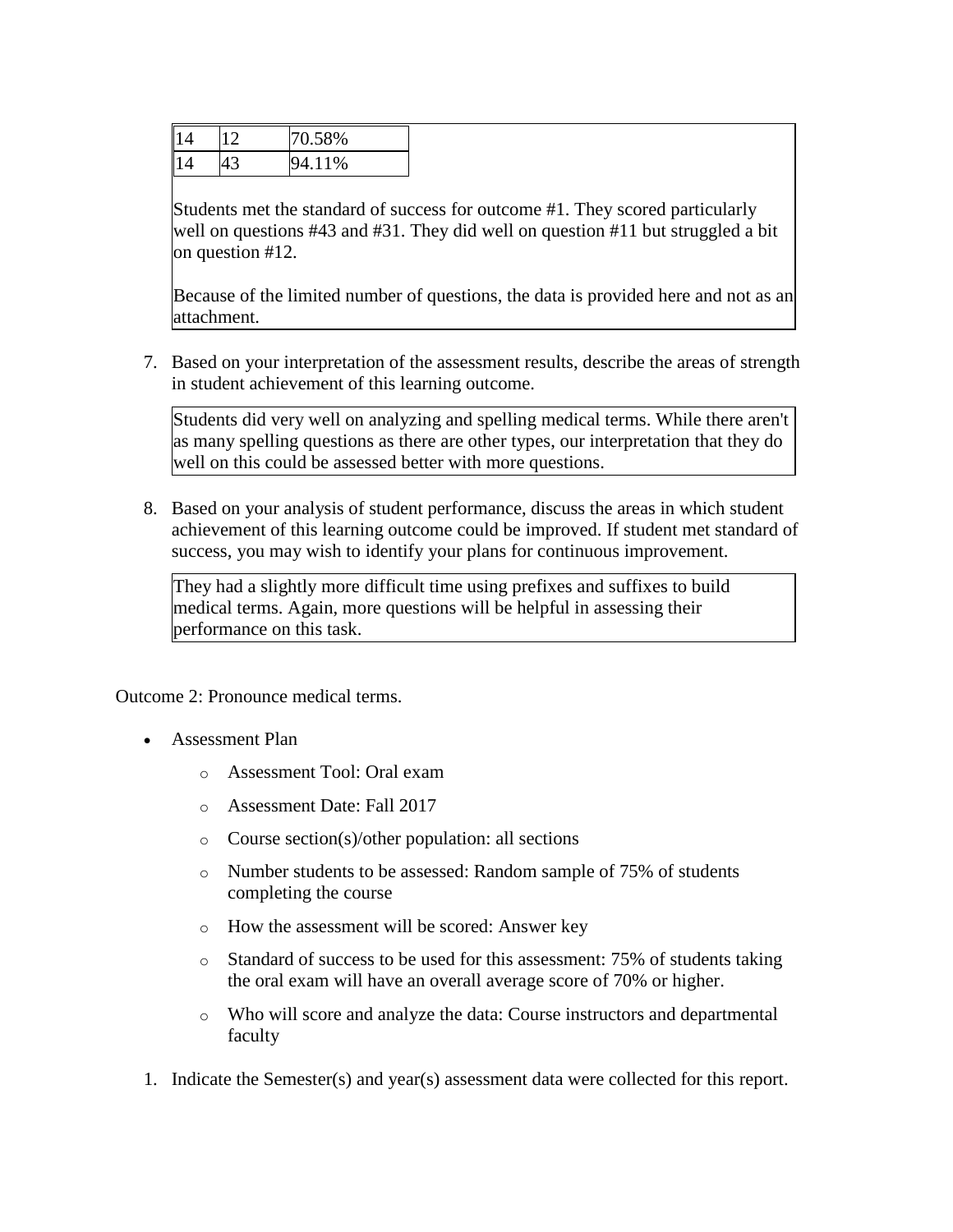| 14 | 12 | 70.58% |
|---|---|---|
| 14 | 43 | 94.11% |

Students met the standard of success for outcome #1. They scored particularly well on questions #43 and #31. They did well on question #11 but struggled a bit on question #12.

Because of the limited number of questions, the data is provided here and not as an attachment.

7. Based on your interpretation of the assessment results, describe the areas of strength in student achievement of this learning outcome.

   Students did very well on analyzing and spelling medical terms. While there aren't as many spelling questions as there are other types, our interpretation that they do well on this could be assessed better with more questions.

8. Based on your analysis of student performance, discuss the areas in which student achievement of this learning outcome could be improved. If student met standard of success, you may wish to identify your plans for continuous improvement.

   They had a slightly more difficult time using prefixes and suffixes to build medical terms. Again, more questions will be helpful in assessing their performance on this task.

Outcome 2: Pronounce medical terms.

- Assessment Plan
  - Assessment Tool: Oral exam
  - Assessment Date: Fall 2017
  - Course section(s)/other population: all sections
  - Number students to be assessed: Random sample of 75% of students completing the course
  - How the assessment will be scored: Answer key
  - Standard of success to be used for this assessment: 75% of students taking the oral exam will have an overall average score of 70% or higher.
  - Who will score and analyze the data: Course instructors and departmental faculty

1. Indicate the Semester(s) and year(s) assessment data were collected for this report.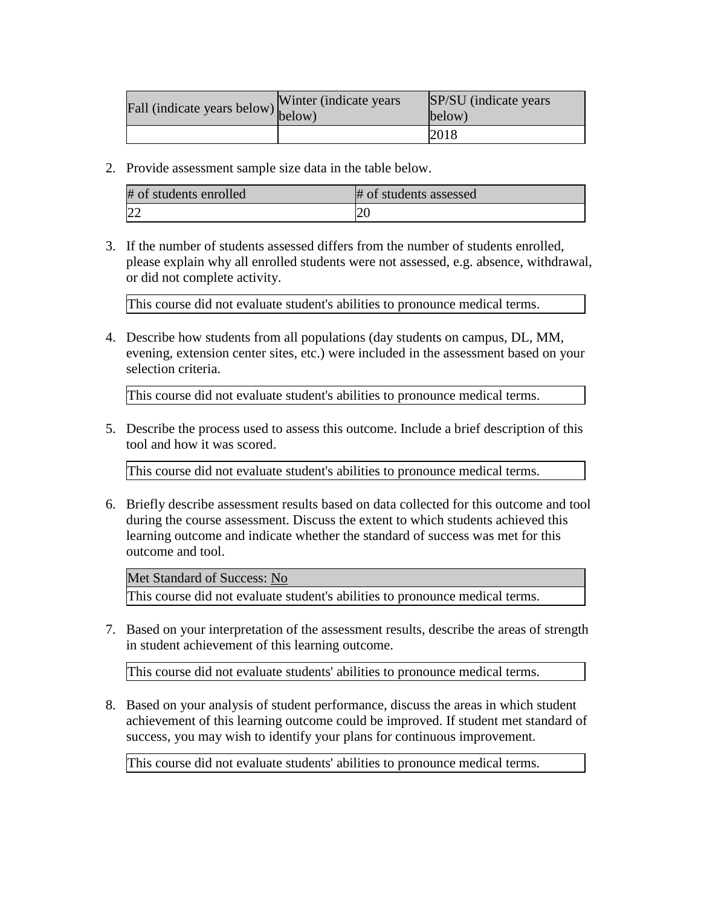| Fall (indicate years below) | Winter (indicate years below) | SP/SU (indicate years below) |
| --- | --- | --- |
| | | 2018 |

2. Provide assessment sample size data in the table below.

| # of students enrolled | # of students assessed |
| --- | --- |
| 22 | 20 |

3. If the number of students assessed differs from the number of students enrolled, please explain why all enrolled students were not assessed, e.g. absence, withdrawal, or did not complete activity.

| This course did not evaluate student's abilities to pronounce medical terms. |
| --- |

4. Describe how students from all populations (day students on campus, DL, MM, evening, extension center sites, etc.) were included in the assessment based on your selection criteria.

| This course did not evaluate student's abilities to pronounce medical terms. |
| --- |

5. Describe the process used to assess this outcome. Include a brief description of this tool and how it was scored.

| This course did not evaluate student's abilities to pronounce medical terms. |
| --- |

6. Briefly describe assessment results based on data collected for this outcome and tool during the course assessment. Discuss the extent to which students achieved this learning outcome and indicate whether the standard of success was met for this outcome and tool.

| Met Standard of Success: No |
| --- |
| This course did not evaluate student's abilities to pronounce medical terms. |

7. Based on your interpretation of the assessment results, describe the areas of strength in student achievement of this learning outcome.

| This course did not evaluate students' abilities to pronounce medical terms. |
| --- |

8. Based on your analysis of student performance, discuss the areas in which student achievement of this learning outcome could be improved. If student met standard of success, you may wish to identify your plans for continuous improvement.

| This course did not evaluate students' abilities to pronounce medical terms. |
| --- |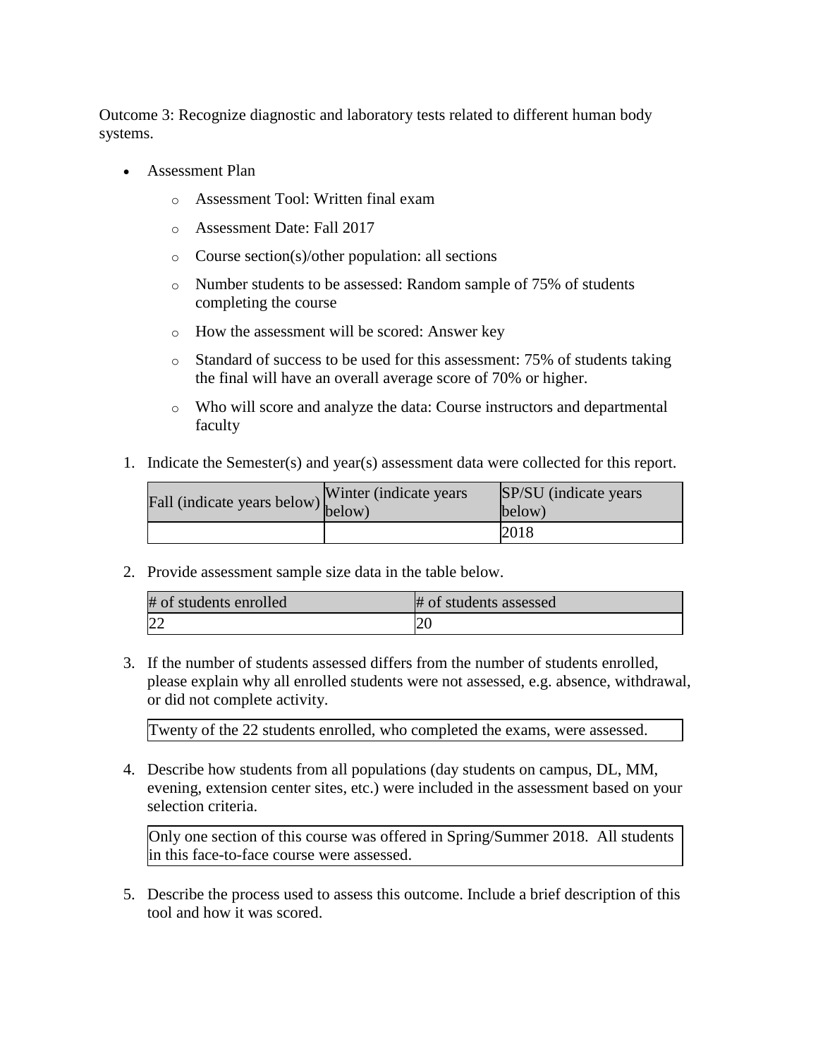Outcome 3: Recognize diagnostic and laboratory tests related to different human body systems.

- Assessment Plan
  - Assessment Tool: Written final exam
  - Assessment Date: Fall 2017
  - Course section(s)/other population: all sections
  - Number students to be assessed: Random sample of 75% of students completing the course
  - How the assessment will be scored: Answer key
  - Standard of success to be used for this assessment: 75% of students taking the final will have an overall average score of 70% or higher.
  - Who will score and analyze the data: Course instructors and departmental faculty

1. Indicate the Semester(s) and year(s) assessment data were collected for this report.

| Fall (indicate years below) | Winter (indicate years below) | SP/SU (indicate years below) |
| --- | --- | --- |
| | | 2018 |

2. Provide assessment sample size data in the table below.

| # of students enrolled | # of students assessed |
| --- | --- |
| 22 | 20 |

3. If the number of students assessed differs from the number of students enrolled, please explain why all enrolled students were not assessed, e.g. absence, withdrawal, or did not complete activity.

Twenty of the 22 students enrolled, who completed the exams, were assessed.

4. Describe how students from all populations (day students on campus, DL, MM, evening, extension center sites, etc.) were included in the assessment based on your selection criteria.

Only one section of this course was offered in Spring/Summer 2018. All students in this face-to-face course were assessed.

5. Describe the process used to assess this outcome. Include a brief description of this tool and how it was scored.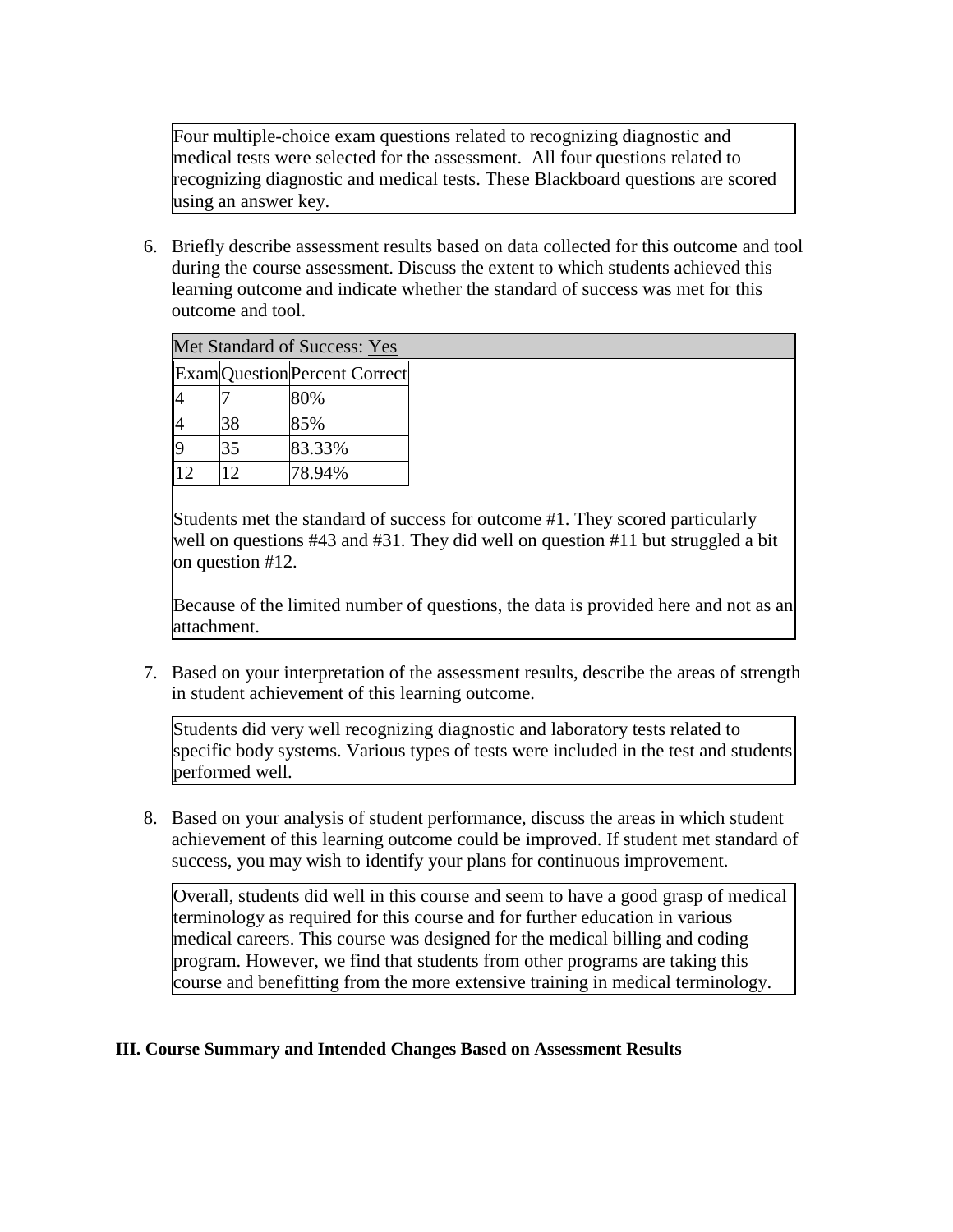Four multiple-choice exam questions related to recognizing diagnostic and medical tests were selected for the assessment. All four questions related to recognizing diagnostic and medical tests. These Blackboard questions are scored using an answer key.

6. Briefly describe assessment results based on data collected for this outcome and tool during the course assessment. Discuss the extent to which students achieved this learning outcome and indicate whether the standard of success was met for this outcome and tool.

Met Standard of Success: Yes

| Exam | Question | Percent Correct |
|---|---|---|
| 4 | 7 | 80% |
| 4 | 38 | 85% |
| 9 | 35 | 83.33% |
| 12 | 12 | 78.94% |

Students met the standard of success for outcome #1. They scored particularly well on questions #43 and #31. They did well on question #11 but struggled a bit on question #12.

Because of the limited number of questions, the data is provided here and not as an attachment.

7. Based on your interpretation of the assessment results, describe the areas of strength in student achievement of this learning outcome.

Students did very well recognizing diagnostic and laboratory tests related to specific body systems. Various types of tests were included in the test and students performed well.

8. Based on your analysis of student performance, discuss the areas in which student achievement of this learning outcome could be improved. If student met standard of success, you may wish to identify your plans for continuous improvement.

Overall, students did well in this course and seem to have a good grasp of medical terminology as required for this course and for further education in various medical careers. This course was designed for the medical billing and coding program. However, we find that students from other programs are taking this course and benefitting from the more extensive training in medical terminology.

**III. Course Summary and Intended Changes Based on Assessment Results**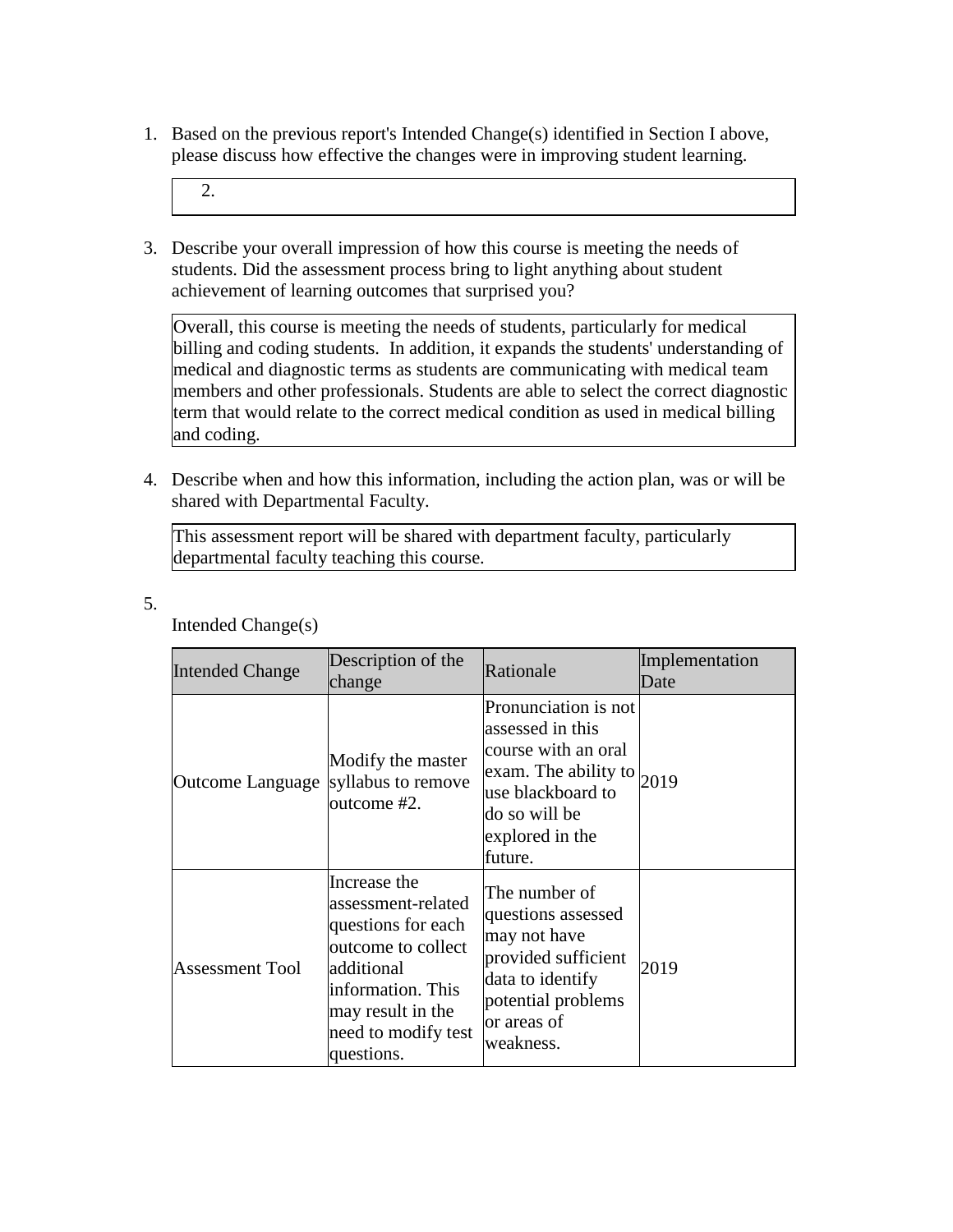1. Based on the previous report's Intended Change(s) identified in Section I above, please discuss how effective the changes were in improving student learning.

   2.

3. Describe your overall impression of how this course is meeting the needs of students. Did the assessment process bring to light anything about student achievement of learning outcomes that surprised you?

   Overall, this course is meeting the needs of students, particularly for medical billing and coding students. In addition, it expands the students' understanding of medical and diagnostic terms as students are communicating with medical team members and other professionals. Students are able to select the correct diagnostic term that would relate to the correct medical condition as used in medical billing and coding.

4. Describe when and how this information, including the action plan, was or will be shared with Departmental Faculty.

   This assessment report will be shared with department faculty, particularly departmental faculty teaching this course.

5. Intended Change(s)

| Intended Change | Description of the change | Rationale | Implementation Date |
|---|---|---|---|
| Outcome Language | Modify the master syllabus to remove outcome #2. | Pronunciation is not assessed in this course with an oral exam. The ability to use blackboard to do so will be explored in the future. | 2019 |
| Assessment Tool | Increase the assessment-related questions for each outcome to collect additional information. This may result in the need to modify test questions. | The number of questions assessed may not have provided sufficient data to identify potential problems or areas of weakness. | 2019 |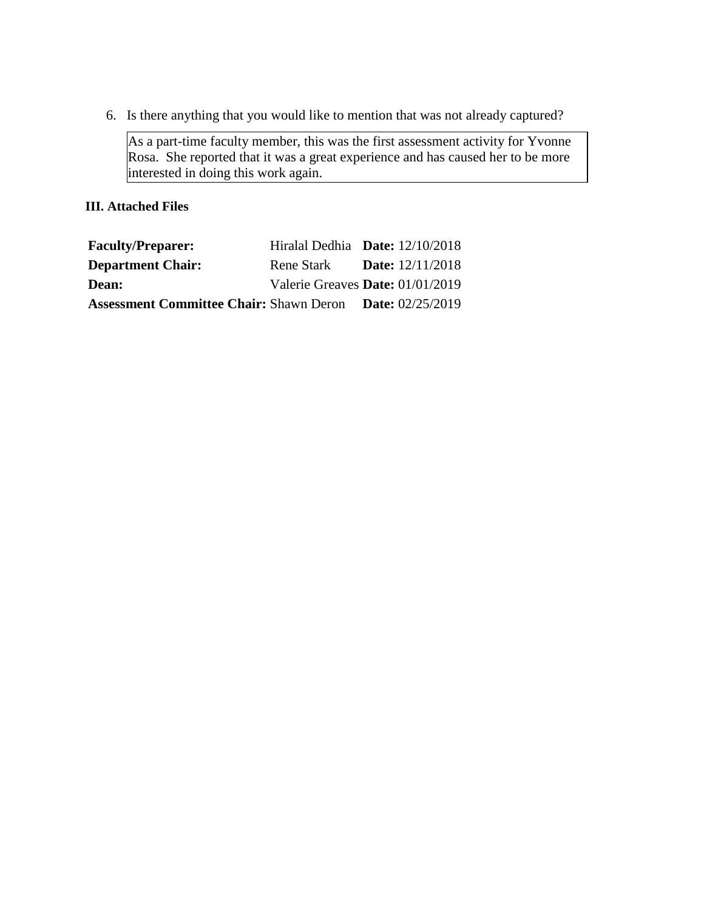6. Is there anything that you would like to mention that was not already captured?

As a part-time faculty member, this was the first assessment activity for Yvonne Rosa. She reported that it was a great experience and has caused her to be more interested in doing this work again.

**III. Attached Files**

| | | |
|---|---|---|
| **Faculty/Preparer:** | Hiralal Dedhia | **Date:** 12/10/2018 |
| **Department Chair:** | Rene Stark | **Date:** 12/11/2018 |
| **Dean:** | Valerie Greaves | **Date:** 01/01/2019 |
| **Assessment Committee Chair:** | Shawn Deron | **Date:** 02/25/2019 |